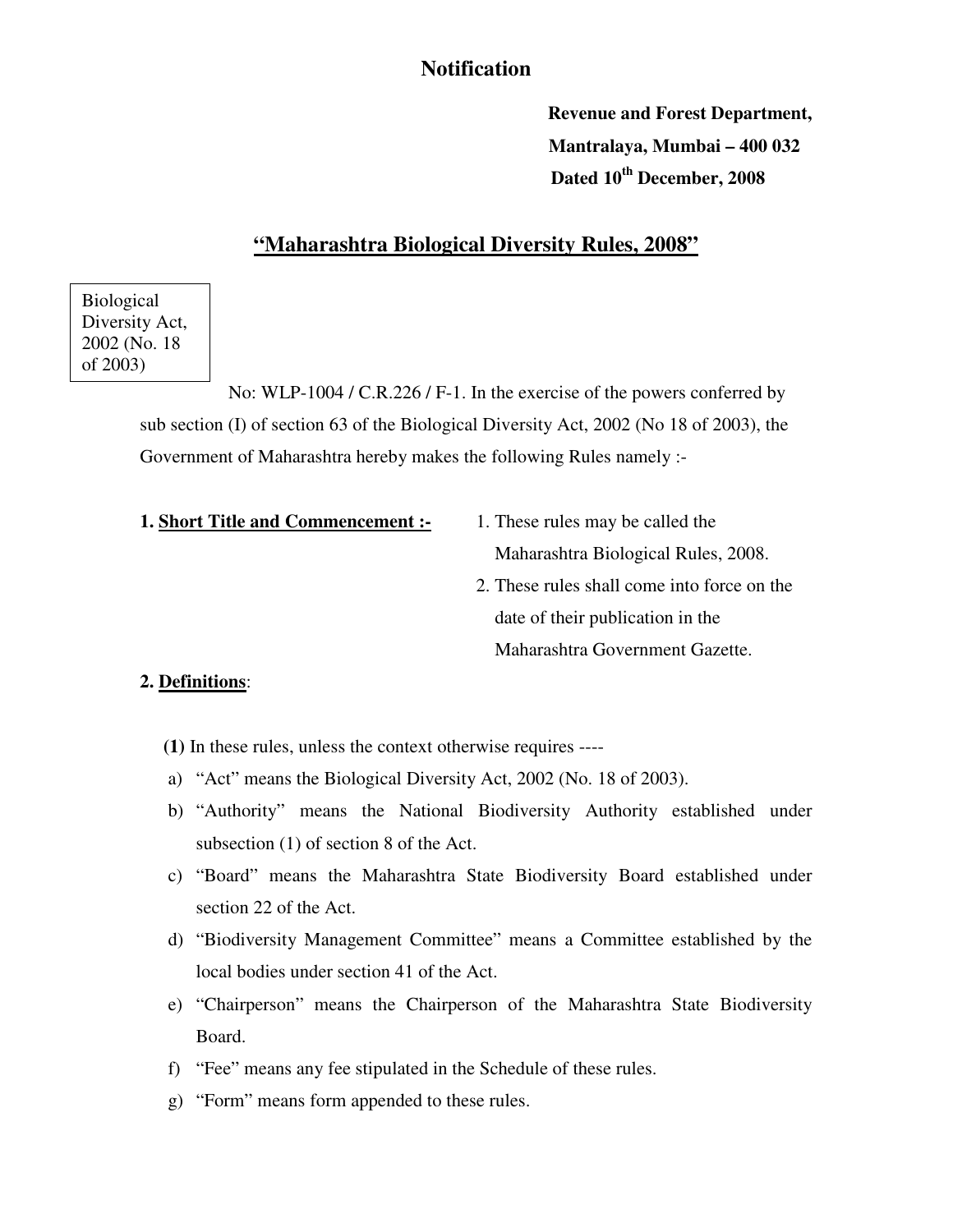# Notification

**Revenue and Forest Department,**
**Mantralaya, Mumbai – 400 032**
**Dated 10th December, 2008**

## "Maharashtra Biological Diversity Rules, 2008"

Biological Diversity Act, 2002 (No. 18 of 2003)

No: WLP-1004 / C.R.226 / F-1. In the exercise of the powers conferred by sub section (I) of section 63 of the Biological Diversity Act, 2002 (No 18 of 2003), the Government of Maharashtra hereby makes the following Rules namely :-

**1. Short Title and Commencement :-**

1. These rules may be called the Maharashtra Biological Rules, 2008.
2. These rules shall come into force on the date of their publication in the Maharashtra Government Gazette.

**2. Definitions**:

**(1)** In these rules, unless the context otherwise requires ----

a) "Act" means the Biological Diversity Act, 2002 (No. 18 of 2003).
b) "Authority" means the National Biodiversity Authority established under subsection (1) of section 8 of the Act.
c) "Board" means the Maharashtra State Biodiversity Board established under section 22 of the Act.
d) "Biodiversity Management Committee" means a Committee established by the local bodies under section 41 of the Act.
e) "Chairperson" means the Chairperson of the Maharashtra State Biodiversity Board.
f) "Fee" means any fee stipulated in the Schedule of these rules.
g) "Form" means form appended to these rules.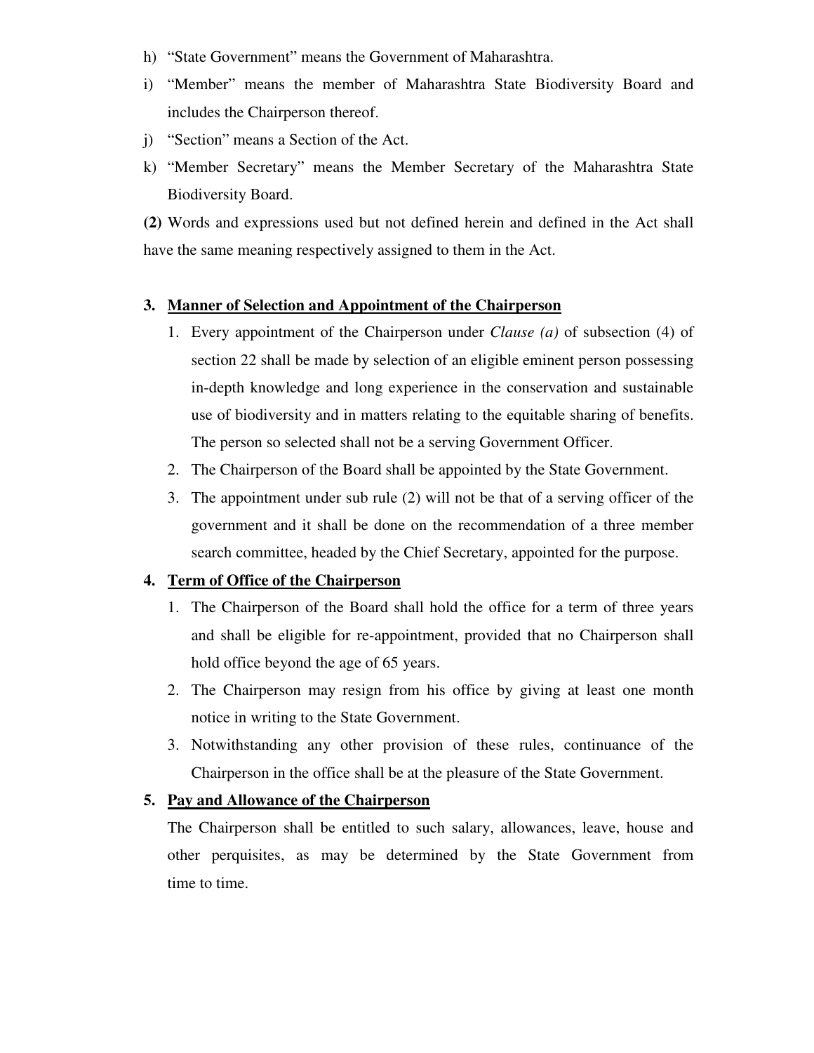h) "State Government" means the Government of Maharashtra.

i) "Member" means the member of Maharashtra State Biodiversity Board and includes the Chairperson thereof.

j) "Section" means a Section of the Act.

k) "Member Secretary" means the Member Secretary of the Maharashtra State Biodiversity Board.

**(2)** Words and expressions used but not defined herein and defined in the Act shall have the same meaning respectively assigned to them in the Act.

### 3. <u>Manner of Selection and Appointment of the Chairperson</u>

1. Every appointment of the Chairperson under *Clause (a)* of subsection (4) of section 22 shall be made by selection of an eligible eminent person possessing in-depth knowledge and long experience in the conservation and sustainable use of biodiversity and in matters relating to the equitable sharing of benefits. The person so selected shall not be a serving Government Officer.
2. The Chairperson of the Board shall be appointed by the State Government.
3. The appointment under sub rule (2) will not be that of a serving officer of the government and it shall be done on the recommendation of a three member search committee, headed by the Chief Secretary, appointed for the purpose.

### 4. <u>Term of Office of the Chairperson</u>

1. The Chairperson of the Board shall hold the office for a term of three years and shall be eligible for re-appointment, provided that no Chairperson shall hold office beyond the age of 65 years.
2. The Chairperson may resign from his office by giving at least one month notice in writing to the State Government.
3. Notwithstanding any other provision of these rules, continuance of the Chairperson in the office shall be at the pleasure of the State Government.

### 5. <u>Pay and Allowance of the Chairperson</u>

The Chairperson shall be entitled to such salary, allowances, leave, house and other perquisites, as may be determined by the State Government from time to time.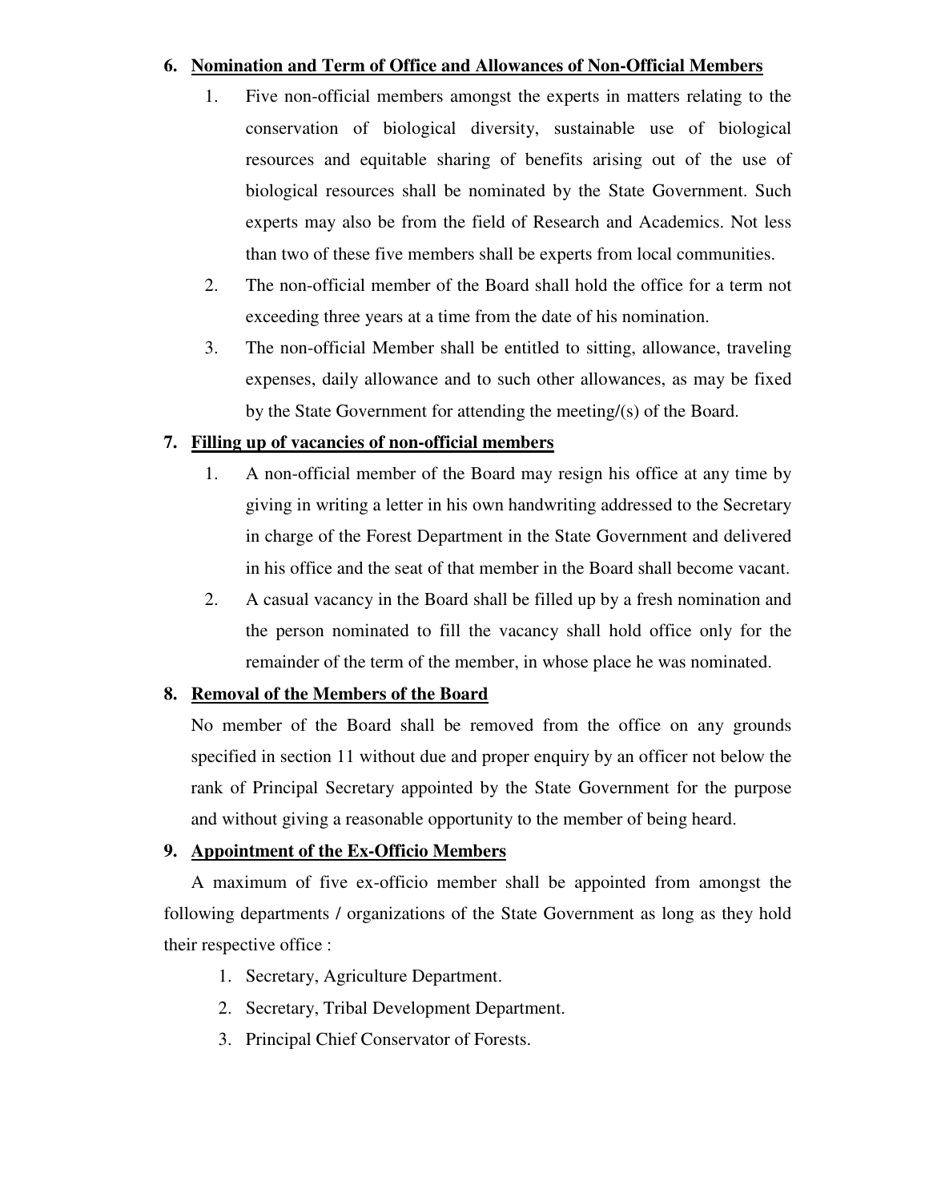## 6. Nomination and Term of Office and Allowances of Non-Official Members

1. Five non-official members amongst the experts in matters relating to the conservation of biological diversity, sustainable use of biological resources and equitable sharing of benefits arising out of the use of biological resources shall be nominated by the State Government. Such experts may also be from the field of Research and Academics. Not less than two of these five members shall be experts from local communities.
2. The non-official member of the Board shall hold the office for a term not exceeding three years at a time from the date of his nomination.
3. The non-official Member shall be entitled to sitting, allowance, traveling expenses, daily allowance and to such other allowances, as may be fixed by the State Government for attending the meeting/(s) of the Board.

## 7. Filling up of vacancies of non-official members

1. A non-official member of the Board may resign his office at any time by giving in writing a letter in his own handwriting addressed to the Secretary in charge of the Forest Department in the State Government and delivered in his office and the seat of that member in the Board shall become vacant.
2. A casual vacancy in the Board shall be filled up by a fresh nomination and the person nominated to fill the vacancy shall hold office only for the remainder of the term of the member, in whose place he was nominated.

## 8. Removal of the Members of the Board

No member of the Board shall be removed from the office on any grounds specified in section 11 without due and proper enquiry by an officer not below the rank of Principal Secretary appointed by the State Government for the purpose and without giving a reasonable opportunity to the member of being heard.

## 9. Appointment of the Ex-Officio Members

A maximum of five ex-officio member shall be appointed from amongst the following departments / organizations of the State Government as long as they hold their respective office :

1. Secretary, Agriculture Department.
2. Secretary, Tribal Development Department.
3. Principal Chief Conservator of Forests.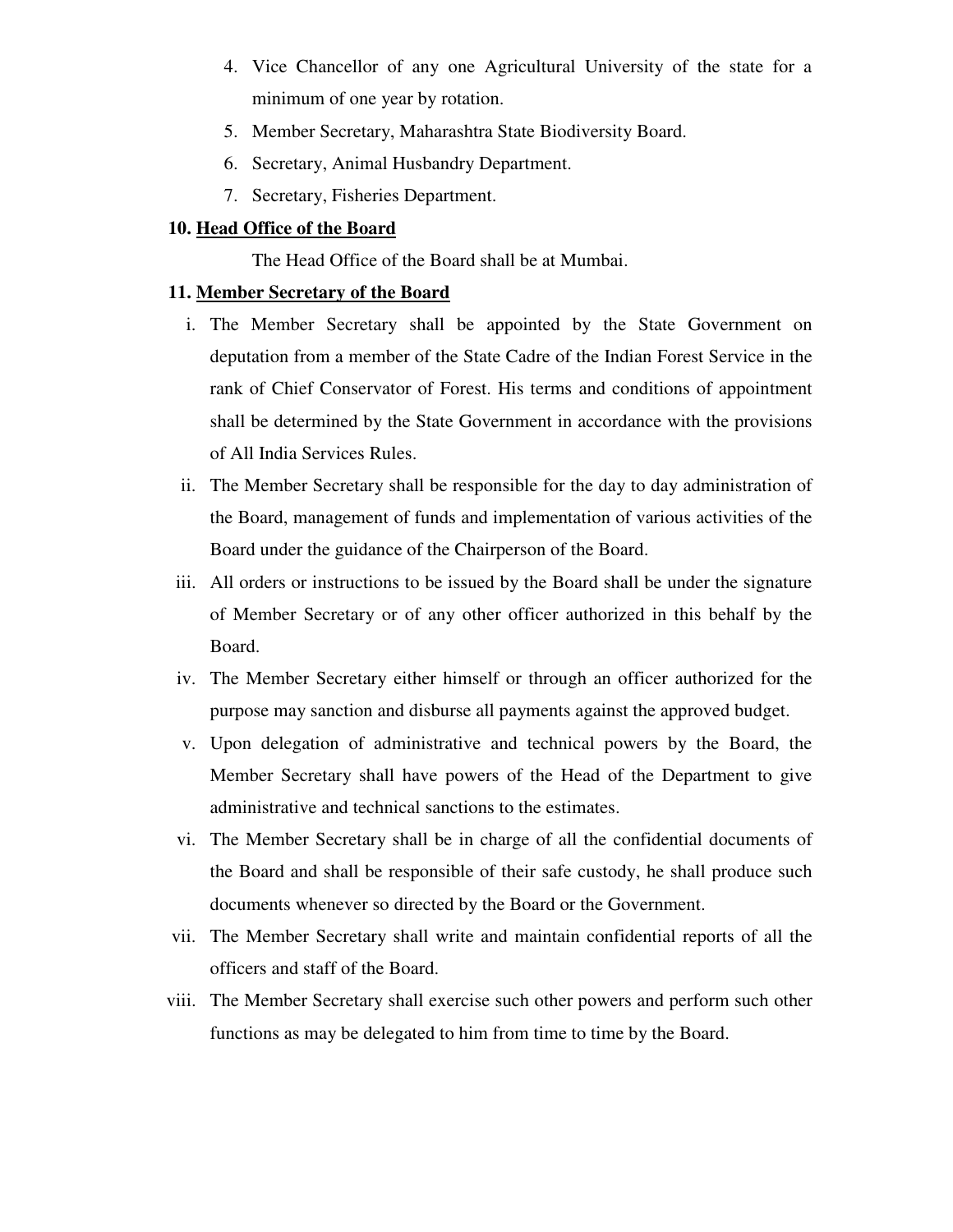4. Vice Chancellor of any one Agricultural University of the state for a minimum of one year by rotation.
5. Member Secretary, Maharashtra State Biodiversity Board.
6. Secretary, Animal Husbandry Department.
7. Secretary, Fisheries Department.

**10. <u>Head Office of the Board</u>**

The Head Office of the Board shall be at Mumbai.

**11. <u>Member Secretary of the Board</u>**

i. The Member Secretary shall be appointed by the State Government on deputation from a member of the State Cadre of the Indian Forest Service in the rank of Chief Conservator of Forest. His terms and conditions of appointment shall be determined by the State Government in accordance with the provisions of All India Services Rules.

ii. The Member Secretary shall be responsible for the day to day administration of the Board, management of funds and implementation of various activities of the Board under the guidance of the Chairperson of the Board.

iii. All orders or instructions to be issued by the Board shall be under the signature of Member Secretary or of any other officer authorized in this behalf by the Board.

iv. The Member Secretary either himself or through an officer authorized for the purpose may sanction and disburse all payments against the approved budget.

v. Upon delegation of administrative and technical powers by the Board, the Member Secretary shall have powers of the Head of the Department to give administrative and technical sanctions to the estimates.

vi. The Member Secretary shall be in charge of all the confidential documents of the Board and shall be responsible of their safe custody, he shall produce such documents whenever so directed by the Board or the Government.

vii. The Member Secretary shall write and maintain confidential reports of all the officers and staff of the Board.

viii. The Member Secretary shall exercise such other powers and perform such other functions as may be delegated to him from time to time by the Board.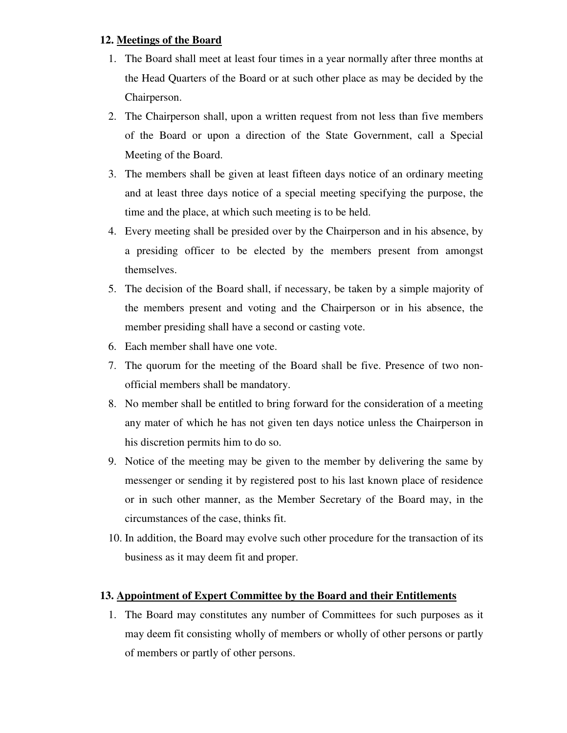### 12. <u>Meetings of the Board</u>

1. The Board shall meet at least four times in a year normally after three months at the Head Quarters of the Board or at such other place as may be decided by the Chairperson.
2. The Chairperson shall, upon a written request from not less than five members of the Board or upon a direction of the State Government, call a Special Meeting of the Board.
3. The members shall be given at least fifteen days notice of an ordinary meeting and at least three days notice of a special meeting specifying the purpose, the time and the place, at which such meeting is to be held.
4. Every meeting shall be presided over by the Chairperson and in his absence, by a presiding officer to be elected by the members present from amongst themselves.
5. The decision of the Board shall, if necessary, be taken by a simple majority of the members present and voting and the Chairperson or in his absence, the member presiding shall have a second or casting vote.
6. Each member shall have one vote.
7. The quorum for the meeting of the Board shall be five. Presence of two non-official members shall be mandatory.
8. No member shall be entitled to bring forward for the consideration of a meeting any mater of which he has not given ten days notice unless the Chairperson in his discretion permits him to do so.
9. Notice of the meeting may be given to the member by delivering the same by messenger or sending it by registered post to his last known place of residence or in such other manner, as the Member Secretary of the Board may, in the circumstances of the case, thinks fit.
10. In addition, the Board may evolve such other procedure for the transaction of its business as it may deem fit and proper.

### 13. <u>Appointment of Expert Committee by the Board and their Entitlements</u>

1. The Board may constitutes any number of Committees for such purposes as it may deem fit consisting wholly of members or wholly of other persons or partly of members or partly of other persons.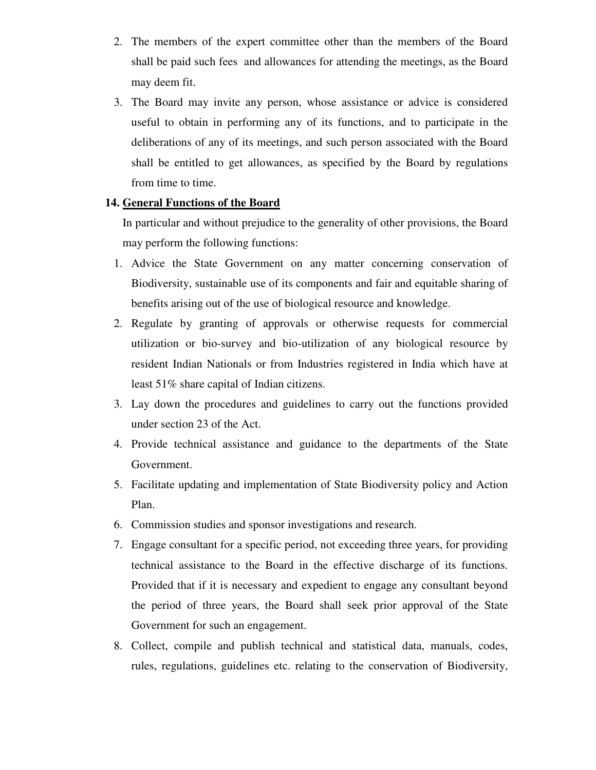2. The members of the expert committee other than the members of the Board shall be paid such fees and allowances for attending the meetings, as the Board may deem fit.
3. The Board may invite any person, whose assistance or advice is considered useful to obtain in performing any of its functions, and to participate in the deliberations of any of its meetings, and such person associated with the Board shall be entitled to get allowances, as specified by the Board by regulations from time to time.

**14. <u>General Functions of the Board</u>**

In particular and without prejudice to the generality of other provisions, the Board may perform the following functions:

1. Advice the State Government on any matter concerning conservation of Biodiversity, sustainable use of its components and fair and equitable sharing of benefits arising out of the use of biological resource and knowledge.
2. Regulate by granting of approvals or otherwise requests for commercial utilization or bio-survey and bio-utilization of any biological resource by resident Indian Nationals or from Industries registered in India which have at least 51% share capital of Indian citizens.
3. Lay down the procedures and guidelines to carry out the functions provided under section 23 of the Act.
4. Provide technical assistance and guidance to the departments of the State Government.
5. Facilitate updating and implementation of State Biodiversity policy and Action Plan.
6. Commission studies and sponsor investigations and research.
7. Engage consultant for a specific period, not exceeding three years, for providing technical assistance to the Board in the effective discharge of its functions. Provided that if it is necessary and expedient to engage any consultant beyond the period of three years, the Board shall seek prior approval of the State Government for such an engagement.
8. Collect, compile and publish technical and statistical data, manuals, codes, rules, regulations, guidelines etc. relating to the conservation of Biodiversity,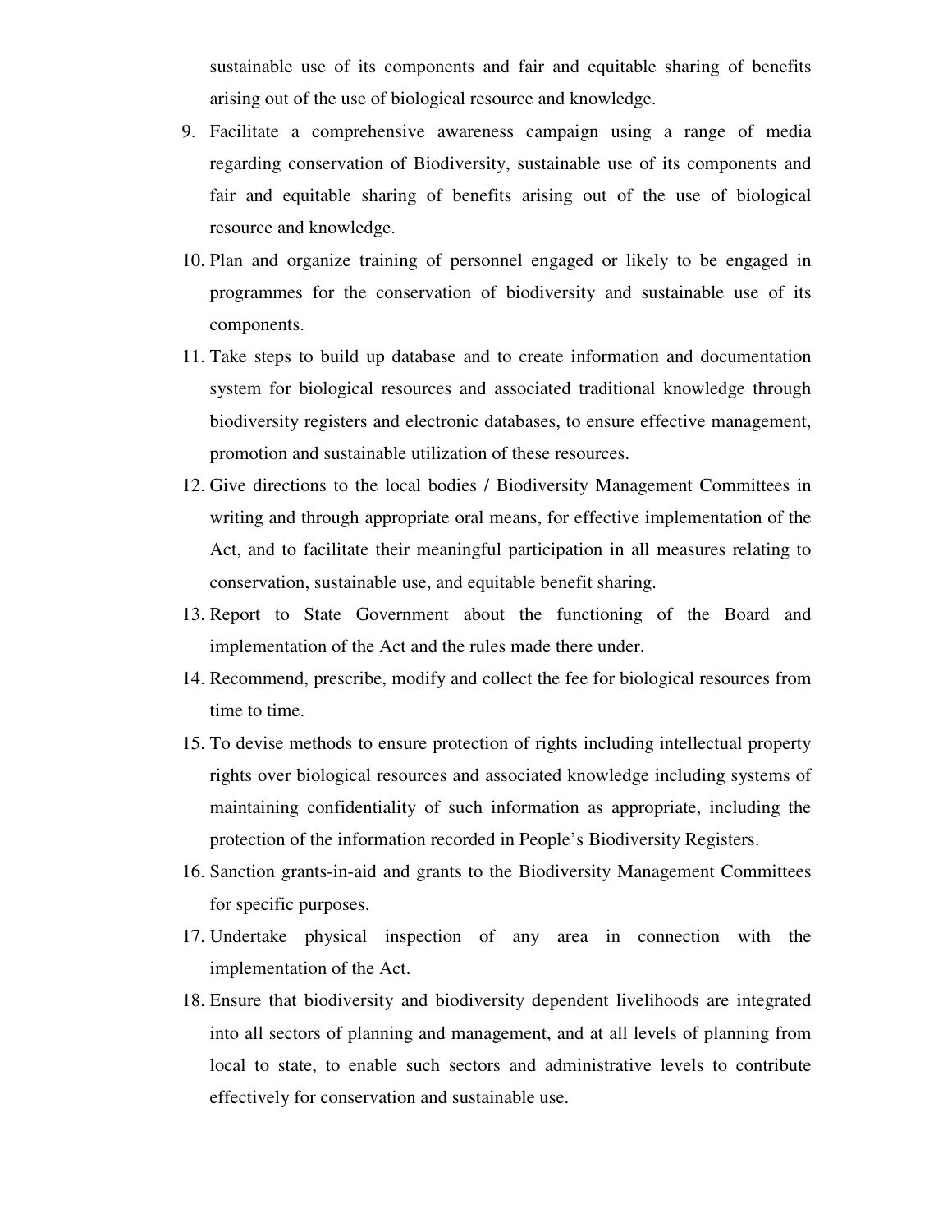sustainable use of its components and fair and equitable sharing of benefits arising out of the use of biological resource and knowledge.

9. Facilitate a comprehensive awareness campaign using a range of media regarding conservation of Biodiversity, sustainable use of its components and fair and equitable sharing of benefits arising out of the use of biological resource and knowledge.
10. Plan and organize training of personnel engaged or likely to be engaged in programmes for the conservation of biodiversity and sustainable use of its components.
11. Take steps to build up database and to create information and documentation system for biological resources and associated traditional knowledge through biodiversity registers and electronic databases, to ensure effective management, promotion and sustainable utilization of these resources.
12. Give directions to the local bodies / Biodiversity Management Committees in writing and through appropriate oral means, for effective implementation of the Act, and to facilitate their meaningful participation in all measures relating to conservation, sustainable use, and equitable benefit sharing.
13. Report to State Government about the functioning of the Board and implementation of the Act and the rules made there under.
14. Recommend, prescribe, modify and collect the fee for biological resources from time to time.
15. To devise methods to ensure protection of rights including intellectual property rights over biological resources and associated knowledge including systems of maintaining confidentiality of such information as appropriate, including the protection of the information recorded in People's Biodiversity Registers.
16. Sanction grants-in-aid and grants to the Biodiversity Management Committees for specific purposes.
17. Undertake physical inspection of any area in connection with the implementation of the Act.
18. Ensure that biodiversity and biodiversity dependent livelihoods are integrated into all sectors of planning and management, and at all levels of planning from local to state, to enable such sectors and administrative levels to contribute effectively for conservation and sustainable use.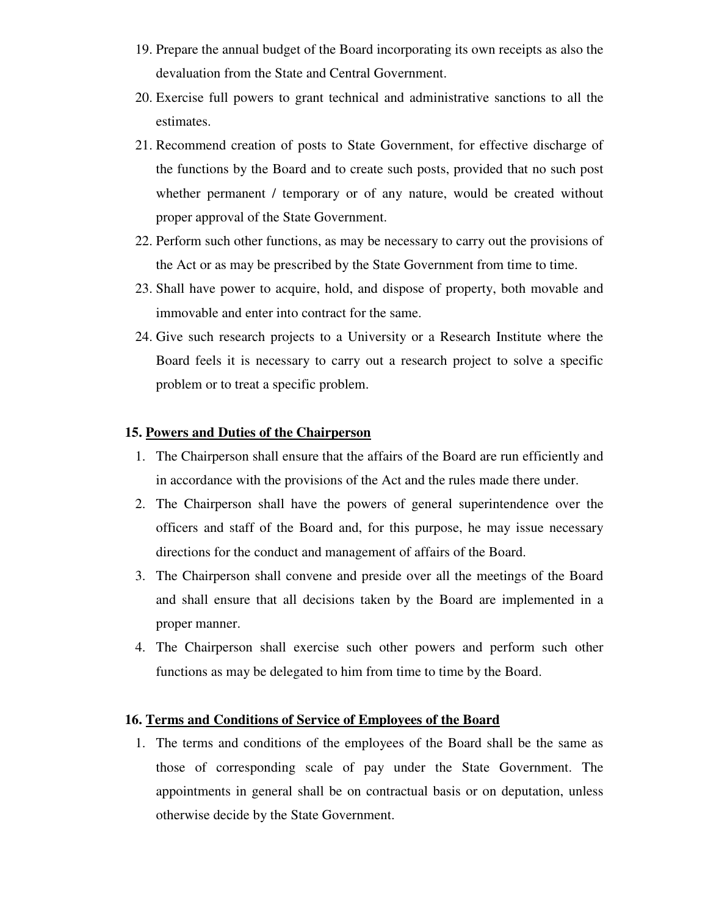19. Prepare the annual budget of the Board incorporating its own receipts as also the devaluation from the State and Central Government.
20. Exercise full powers to grant technical and administrative sanctions to all the estimates.
21. Recommend creation of posts to State Government, for effective discharge of the functions by the Board and to create such posts, provided that no such post whether permanent / temporary or of any nature, would be created without proper approval of the State Government.
22. Perform such other functions, as may be necessary to carry out the provisions of the Act or as may be prescribed by the State Government from time to time.
23. Shall have power to acquire, hold, and dispose of property, both movable and immovable and enter into contract for the same.
24. Give such research projects to a University or a Research Institute where the Board feels it is necessary to carry out a research project to solve a specific problem or to treat a specific problem.

**15. <u>Powers and Duties of the Chairperson</u>**

1. The Chairperson shall ensure that the affairs of the Board are run efficiently and in accordance with the provisions of the Act and the rules made there under.
2. The Chairperson shall have the powers of general superintendence over the officers and staff of the Board and, for this purpose, he may issue necessary directions for the conduct and management of affairs of the Board.
3. The Chairperson shall convene and preside over all the meetings of the Board and shall ensure that all decisions taken by the Board are implemented in a proper manner.
4. The Chairperson shall exercise such other powers and perform such other functions as may be delegated to him from time to time by the Board.

**16. <u>Terms and Conditions of Service of Employees of the Board</u>**

1. The terms and conditions of the employees of the Board shall be the same as those of corresponding scale of pay under the State Government. The appointments in general shall be on contractual basis or on deputation, unless otherwise decide by the State Government.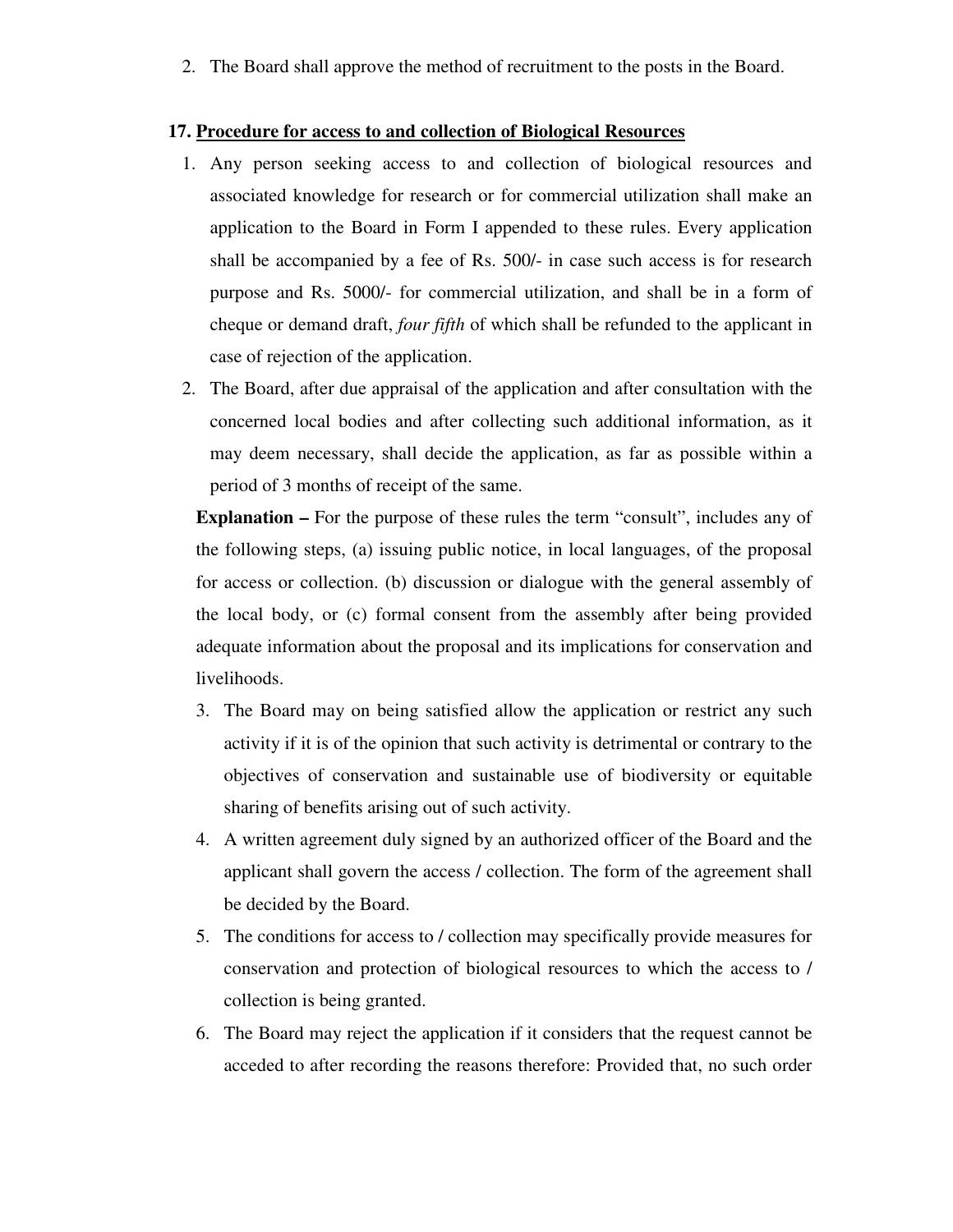2. The Board shall approve the method of recruitment to the posts in the Board.

**17. <u>Procedure for access to and collection of Biological Resources</u>**

1. Any person seeking access to and collection of biological resources and associated knowledge for research or for commercial utilization shall make an application to the Board in Form I appended to these rules. Every application shall be accompanied by a fee of Rs. 500/- in case such access is for research purpose and Rs. 5000/- for commercial utilization, and shall be in a form of cheque or demand draft, *four fifth* of which shall be refunded to the applicant in case of rejection of the application.
2. The Board, after due appraisal of the application and after consultation with the concerned local bodies and after collecting such additional information, as it may deem necessary, shall decide the application, as far as possible within a period of 3 months of receipt of the same.

**Explanation –** For the purpose of these rules the term "consult", includes any of the following steps, (a) issuing public notice, in local languages, of the proposal for access or collection. (b) discussion or dialogue with the general assembly of the local body, or (c) formal consent from the assembly after being provided adequate information about the proposal and its implications for conservation and livelihoods.

3. The Board may on being satisfied allow the application or restrict any such activity if it is of the opinion that such activity is detrimental or contrary to the objectives of conservation and sustainable use of biodiversity or equitable sharing of benefits arising out of such activity.
4. A written agreement duly signed by an authorized officer of the Board and the applicant shall govern the access / collection. The form of the agreement shall be decided by the Board.
5. The conditions for access to / collection may specifically provide measures for conservation and protection of biological resources to which the access to / collection is being granted.
6. The Board may reject the application if it considers that the request cannot be acceded to after recording the reasons therefore: Provided that, no such order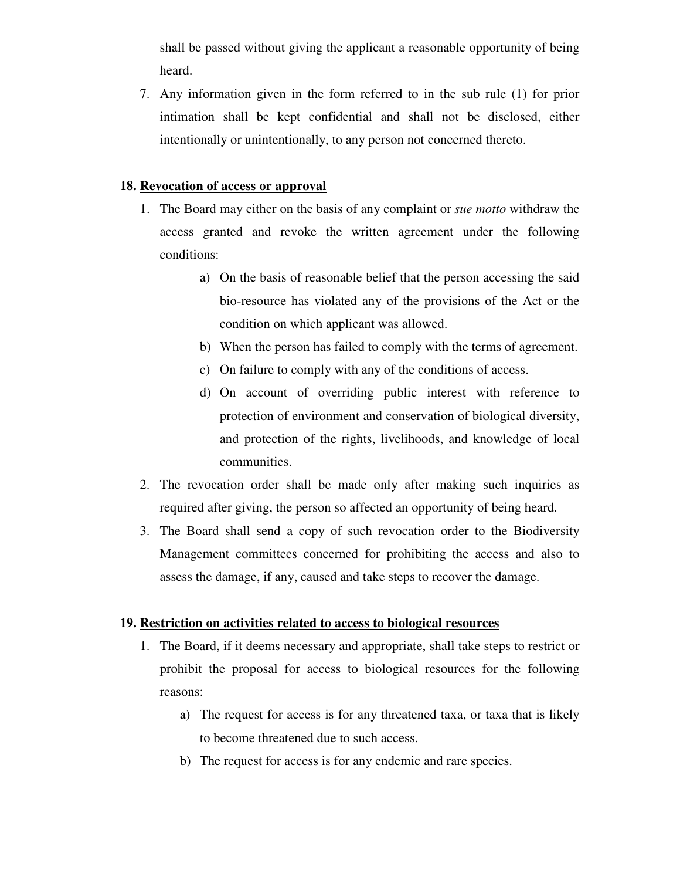shall be passed without giving the applicant a reasonable opportunity of being heard.

7. Any information given in the form referred to in the sub rule (1) for prior intimation shall be kept confidential and shall not be disclosed, either intentionally or unintentionally, to any person not concerned thereto.

**18. Revocation of access or approval**

1. The Board may either on the basis of any complaint or *sue motto* withdraw the access granted and revoke the written agreement under the following conditions:
   a) On the basis of reasonable belief that the person accessing the said bio-resource has violated any of the provisions of the Act or the condition on which applicant was allowed.
   b) When the person has failed to comply with the terms of agreement.
   c) On failure to comply with any of the conditions of access.
   d) On account of overriding public interest with reference to protection of environment and conservation of biological diversity, and protection of the rights, livelihoods, and knowledge of local communities.
2. The revocation order shall be made only after making such inquiries as required after giving, the person so affected an opportunity of being heard.
3. The Board shall send a copy of such revocation order to the Biodiversity Management committees concerned for prohibiting the access and also to assess the damage, if any, caused and take steps to recover the damage.

**19. Restriction on activities related to access to biological resources**

1. The Board, if it deems necessary and appropriate, shall take steps to restrict or prohibit the proposal for access to biological resources for the following reasons:
   a) The request for access is for any threatened taxa, or taxa that is likely to become threatened due to such access.
   b) The request for access is for any endemic and rare species.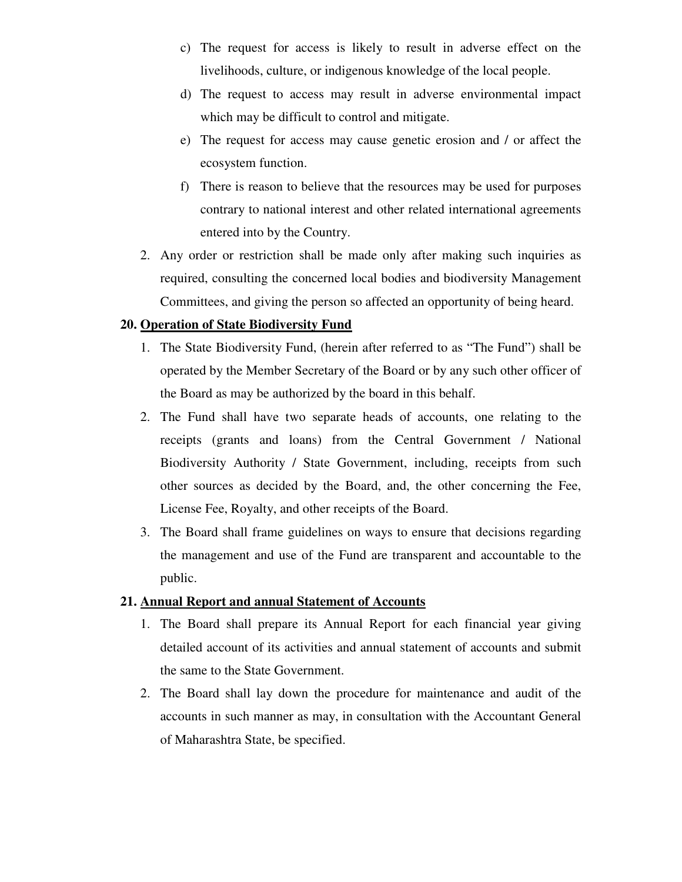c) The request for access is likely to result in adverse effect on the livelihoods, culture, or indigenous knowledge of the local people.

d) The request to access may result in adverse environmental impact which may be difficult to control and mitigate.

e) The request for access may cause genetic erosion and / or affect the ecosystem function.

f) There is reason to believe that the resources may be used for purposes contrary to national interest and other related international agreements entered into by the Country.

2. Any order or restriction shall be made only after making such inquiries as required, consulting the concerned local bodies and biodiversity Management Committees, and giving the person so affected an opportunity of being heard.

**20. <u>Operation of State Biodiversity Fund</u>**

1. The State Biodiversity Fund, (herein after referred to as "The Fund") shall be operated by the Member Secretary of the Board or by any such other officer of the Board as may be authorized by the board in this behalf.
2. The Fund shall have two separate heads of accounts, one relating to the receipts (grants and loans) from the Central Government / National Biodiversity Authority / State Government, including, receipts from such other sources as decided by the Board, and, the other concerning the Fee, License Fee, Royalty, and other receipts of the Board.
3. The Board shall frame guidelines on ways to ensure that decisions regarding the management and use of the Fund are transparent and accountable to the public.

**21. <u>Annual Report and annual Statement of Accounts</u>**

1. The Board shall prepare its Annual Report for each financial year giving detailed account of its activities and annual statement of accounts and submit the same to the State Government.
2. The Board shall lay down the procedure for maintenance and audit of the accounts in such manner as may, in consultation with the Accountant General of Maharashtra State, be specified.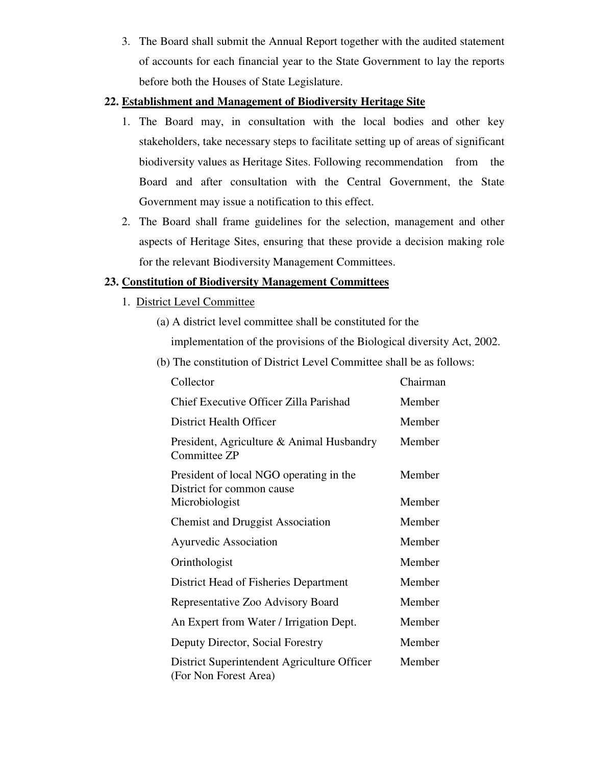3. The Board shall submit the Annual Report together with the audited statement of accounts for each financial year to the State Government to lay the reports before both the Houses of State Legislature.

**22. Establishment and Management of Biodiversity Heritage Site**

1. The Board may, in consultation with the local bodies and other key stakeholders, take necessary steps to facilitate setting up of areas of significant biodiversity values as Heritage Sites. Following recommendation from the Board and after consultation with the Central Government, the State Government may issue a notification to this effect.
2. The Board shall frame guidelines for the selection, management and other aspects of Heritage Sites, ensuring that these provide a decision making role for the relevant Biodiversity Management Committees.

**23. Constitution of Biodiversity Management Committees**

1. District Level Committee

   (a) A district level committee shall be constituted for the implementation of the provisions of the Biological diversity Act, 2002.

   (b) The constitution of District Level Committee shall be as follows:

| | |
|---|---|
| Collector | Chairman |
| Chief Executive Officer Zilla Parishad | Member |
| District Health Officer | Member |
| President, Agriculture & Animal Husbandry Committee ZP | Member |
| President of local NGO operating in the District for common cause | Member |
| Microbiologist | Member |
| Chemist and Druggist Association | Member |
| Ayurvedic Association | Member |
| Orinthologist | Member |
| District Head of Fisheries Department | Member |
| Representative Zoo Advisory Board | Member |
| An Expert from Water / Irrigation Dept. | Member |
| Deputy Director, Social Forestry | Member |
| District Superintendent Agriculture Officer (For Non Forest Area) | Member |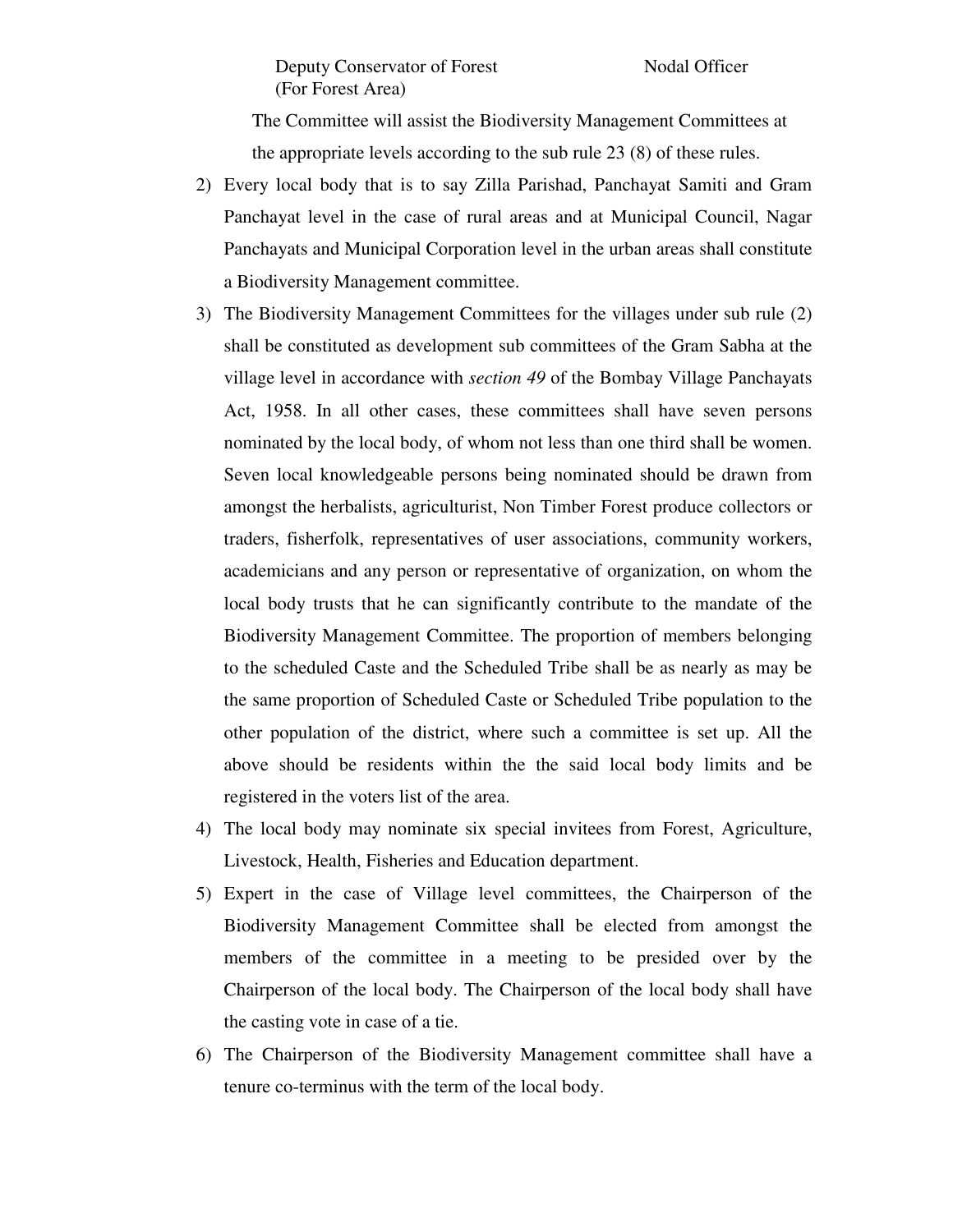| Deputy Conservator of Forest (For Forest Area) | Nodal Officer |
|---|---|

The Committee will assist the Biodiversity Management Committees at the appropriate levels according to the sub rule 23 (8) of these rules.

2) Every local body that is to say Zilla Parishad, Panchayat Samiti and Gram Panchayat level in the case of rural areas and at Municipal Council, Nagar Panchayats and Municipal Corporation level in the urban areas shall constitute a Biodiversity Management committee.

3) The Biodiversity Management Committees for the villages under sub rule (2) shall be constituted as development sub committees of the Gram Sabha at the village level in accordance with *section 49* of the Bombay Village Panchayats Act, 1958. In all other cases, these committees shall have seven persons nominated by the local body, of whom not less than one third shall be women. Seven local knowledgeable persons being nominated should be drawn from amongst the herbalists, agriculturist, Non Timber Forest produce collectors or traders, fisherfolk, representatives of user associations, community workers, academicians and any person or representative of organization, on whom the local body trusts that he can significantly contribute to the mandate of the Biodiversity Management Committee. The proportion of members belonging to the scheduled Caste and the Scheduled Tribe shall be as nearly as may be the same proportion of Scheduled Caste or Scheduled Tribe population to the other population of the district, where such a committee is set up. All the above should be residents within the the said local body limits and be registered in the voters list of the area.

4) The local body may nominate six special invitees from Forest, Agriculture, Livestock, Health, Fisheries and Education department.

5) Expert in the case of Village level committees, the Chairperson of the Biodiversity Management Committee shall be elected from amongst the members of the committee in a meeting to be presided over by the Chairperson of the local body. The Chairperson of the local body shall have the casting vote in case of a tie.

6) The Chairperson of the Biodiversity Management committee shall have a tenure co-terminus with the term of the local body.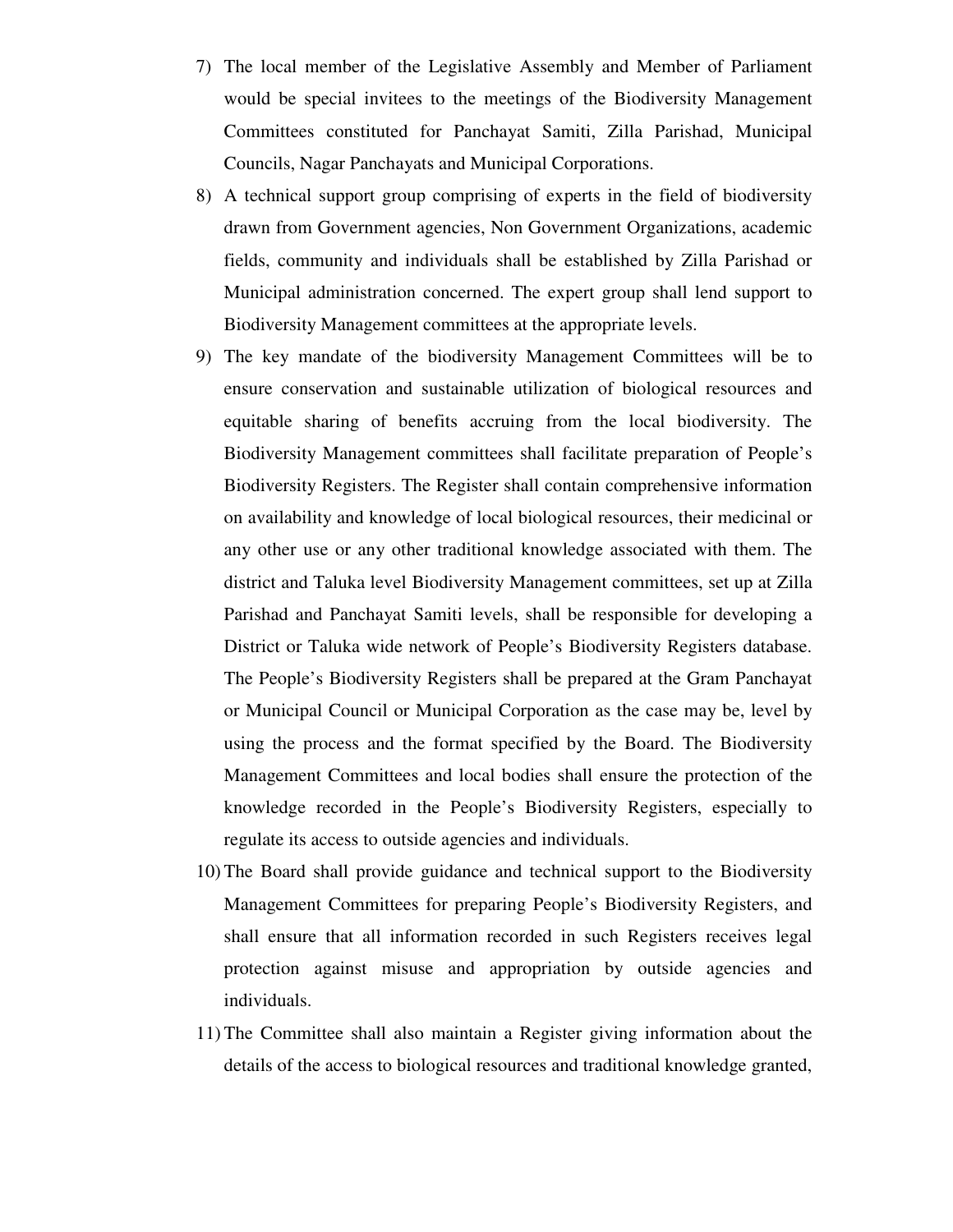7) The local member of the Legislative Assembly and Member of Parliament would be special invitees to the meetings of the Biodiversity Management Committees constituted for Panchayat Samiti, Zilla Parishad, Municipal Councils, Nagar Panchayats and Municipal Corporations.
8) A technical support group comprising of experts in the field of biodiversity drawn from Government agencies, Non Government Organizations, academic fields, community and individuals shall be established by Zilla Parishad or Municipal administration concerned. The expert group shall lend support to Biodiversity Management committees at the appropriate levels.
9) The key mandate of the biodiversity Management Committees will be to ensure conservation and sustainable utilization of biological resources and equitable sharing of benefits accruing from the local biodiversity. The Biodiversity Management committees shall facilitate preparation of People's Biodiversity Registers. The Register shall contain comprehensive information on availability and knowledge of local biological resources, their medicinal or any other use or any other traditional knowledge associated with them. The district and Taluka level Biodiversity Management committees, set up at Zilla Parishad and Panchayat Samiti levels, shall be responsible for developing a District or Taluka wide network of People's Biodiversity Registers database. The People's Biodiversity Registers shall be prepared at the Gram Panchayat or Municipal Council or Municipal Corporation as the case may be, level by using the process and the format specified by the Board. The Biodiversity Management Committees and local bodies shall ensure the protection of the knowledge recorded in the People's Biodiversity Registers, especially to regulate its access to outside agencies and individuals.
10) The Board shall provide guidance and technical support to the Biodiversity Management Committees for preparing People's Biodiversity Registers, and shall ensure that all information recorded in such Registers receives legal protection against misuse and appropriation by outside agencies and individuals.
11) The Committee shall also maintain a Register giving information about the details of the access to biological resources and traditional knowledge granted,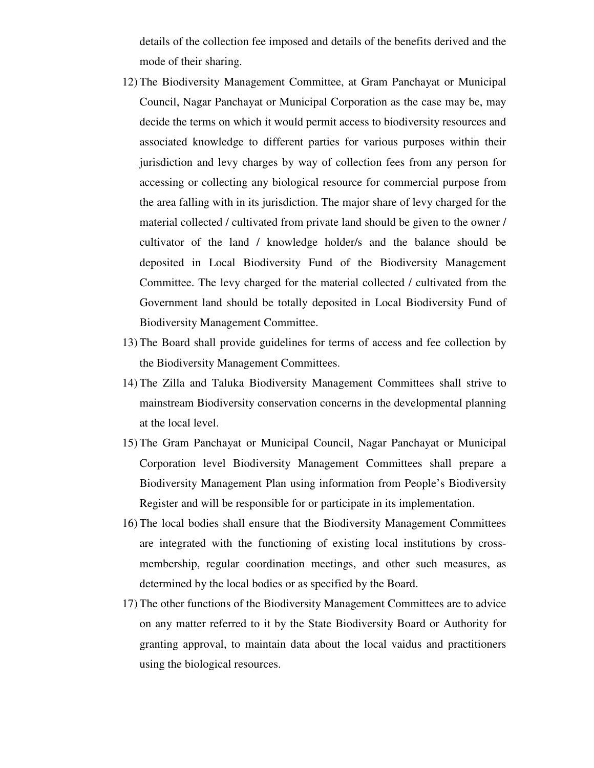details of the collection fee imposed and details of the benefits derived and the mode of their sharing.

12) The Biodiversity Management Committee, at Gram Panchayat or Municipal Council, Nagar Panchayat or Municipal Corporation as the case may be, may decide the terms on which it would permit access to biodiversity resources and associated knowledge to different parties for various purposes within their jurisdiction and levy charges by way of collection fees from any person for accessing or collecting any biological resource for commercial purpose from the area falling with in its jurisdiction. The major share of levy charged for the material collected / cultivated from private land should be given to the owner / cultivator of the land / knowledge holder/s and the balance should be deposited in Local Biodiversity Fund of the Biodiversity Management Committee. The levy charged for the material collected / cultivated from the Government land should be totally deposited in Local Biodiversity Fund of Biodiversity Management Committee.
13) The Board shall provide guidelines for terms of access and fee collection by the Biodiversity Management Committees.
14) The Zilla and Taluka Biodiversity Management Committees shall strive to mainstream Biodiversity conservation concerns in the developmental planning at the local level.
15) The Gram Panchayat or Municipal Council, Nagar Panchayat or Municipal Corporation level Biodiversity Management Committees shall prepare a Biodiversity Management Plan using information from People's Biodiversity Register and will be responsible for or participate in its implementation.
16) The local bodies shall ensure that the Biodiversity Management Committees are integrated with the functioning of existing local institutions by cross-membership, regular coordination meetings, and other such measures, as determined by the local bodies or as specified by the Board.
17) The other functions of the Biodiversity Management Committees are to advice on any matter referred to it by the State Biodiversity Board or Authority for granting approval, to maintain data about the local vaidus and practitioners using the biological resources.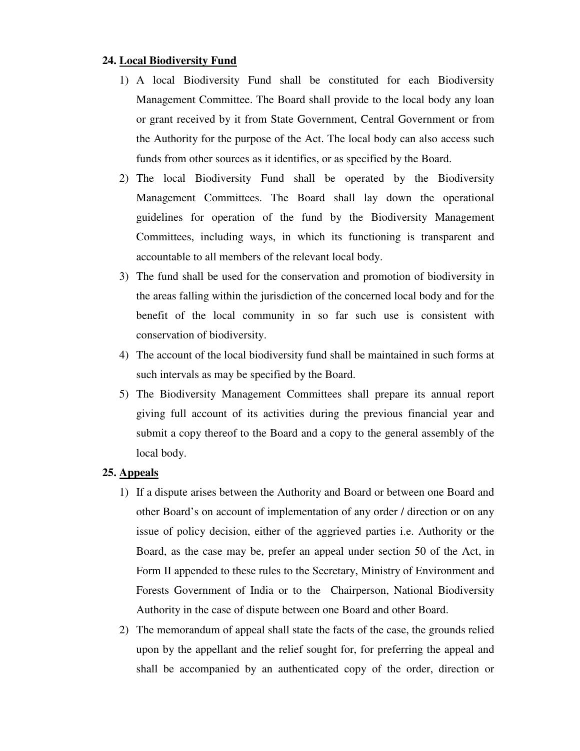**24. Local Biodiversity Fund**

1) A local Biodiversity Fund shall be constituted for each Biodiversity Management Committee. The Board shall provide to the local body any loan or grant received by it from State Government, Central Government or from the Authority for the purpose of the Act. The local body can also access such funds from other sources as it identifies, or as specified by the Board.
2) The local Biodiversity Fund shall be operated by the Biodiversity Management Committees. The Board shall lay down the operational guidelines for operation of the fund by the Biodiversity Management Committees, including ways, in which its functioning is transparent and accountable to all members of the relevant local body.
3) The fund shall be used for the conservation and promotion of biodiversity in the areas falling within the jurisdiction of the concerned local body and for the benefit of the local community in so far such use is consistent with conservation of biodiversity.
4) The account of the local biodiversity fund shall be maintained in such forms at such intervals as may be specified by the Board.
5) The Biodiversity Management Committees shall prepare its annual report giving full account of its activities during the previous financial year and submit a copy thereof to the Board and a copy to the general assembly of the local body.

**25. Appeals**

1) If a dispute arises between the Authority and Board or between one Board and other Board's on account of implementation of any order / direction or on any issue of policy decision, either of the aggrieved parties i.e. Authority or the Board, as the case may be, prefer an appeal under section 50 of the Act, in Form II appended to these rules to the Secretary, Ministry of Environment and Forests Government of India or to the Chairperson, National Biodiversity Authority in the case of dispute between one Board and other Board.
2) The memorandum of appeal shall state the facts of the case, the grounds relied upon by the appellant and the relief sought for, for preferring the appeal and shall be accompanied by an authenticated copy of the order, direction or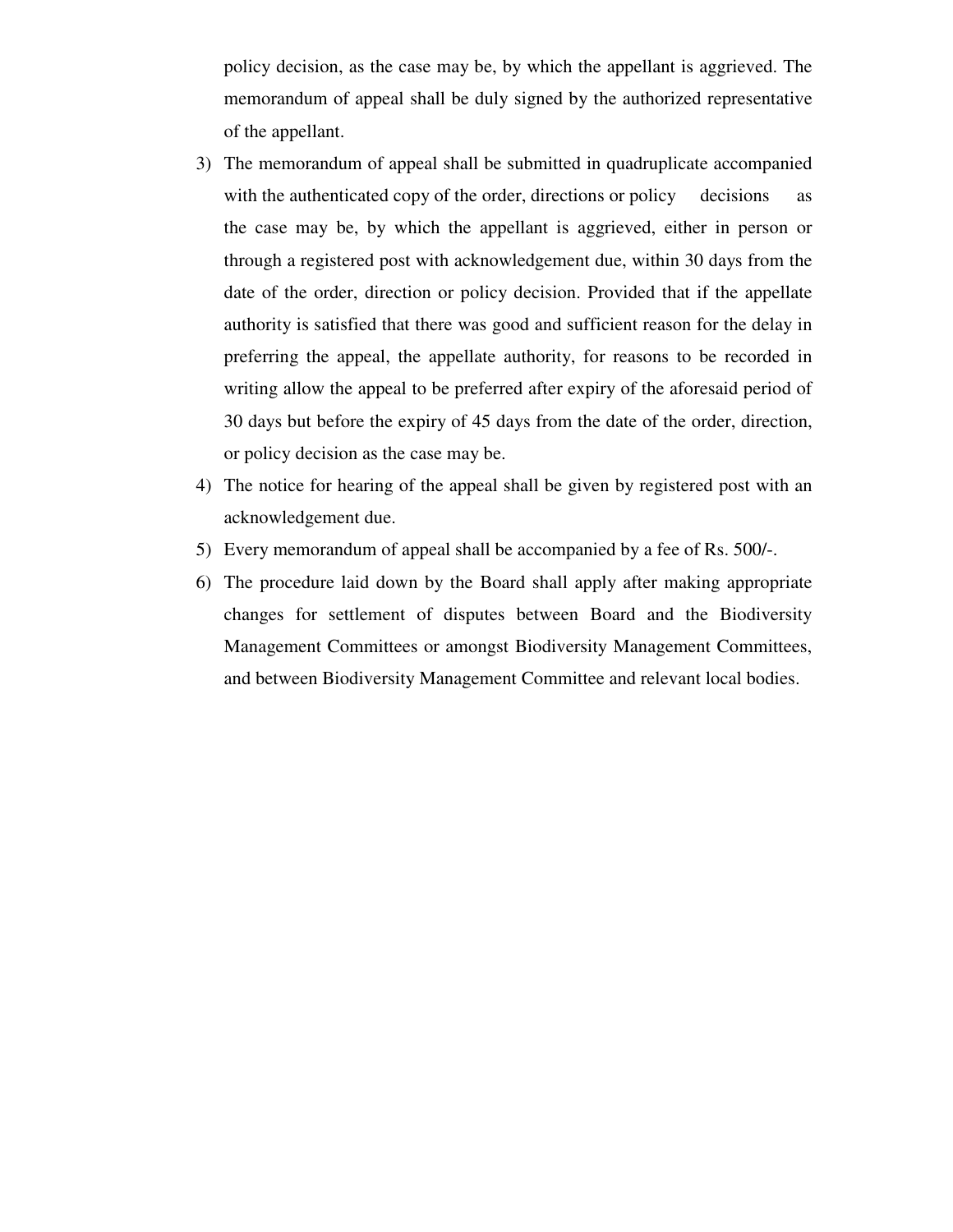policy decision, as the case may be, by which the appellant is aggrieved. The memorandum of appeal shall be duly signed by the authorized representative of the appellant.

3) The memorandum of appeal shall be submitted in quadruplicate accompanied with the authenticated copy of the order, directions or policy decisions as the case may be, by which the appellant is aggrieved, either in person or through a registered post with acknowledgement due, within 30 days from the date of the order, direction or policy decision. Provided that if the appellate authority is satisfied that there was good and sufficient reason for the delay in preferring the appeal, the appellate authority, for reasons to be recorded in writing allow the appeal to be preferred after expiry of the aforesaid period of 30 days but before the expiry of 45 days from the date of the order, direction, or policy decision as the case may be.
4) The notice for hearing of the appeal shall be given by registered post with an acknowledgement due.
5) Every memorandum of appeal shall be accompanied by a fee of Rs. 500/-.
6) The procedure laid down by the Board shall apply after making appropriate changes for settlement of disputes between Board and the Biodiversity Management Committees or amongst Biodiversity Management Committees, and between Biodiversity Management Committee and relevant local bodies.